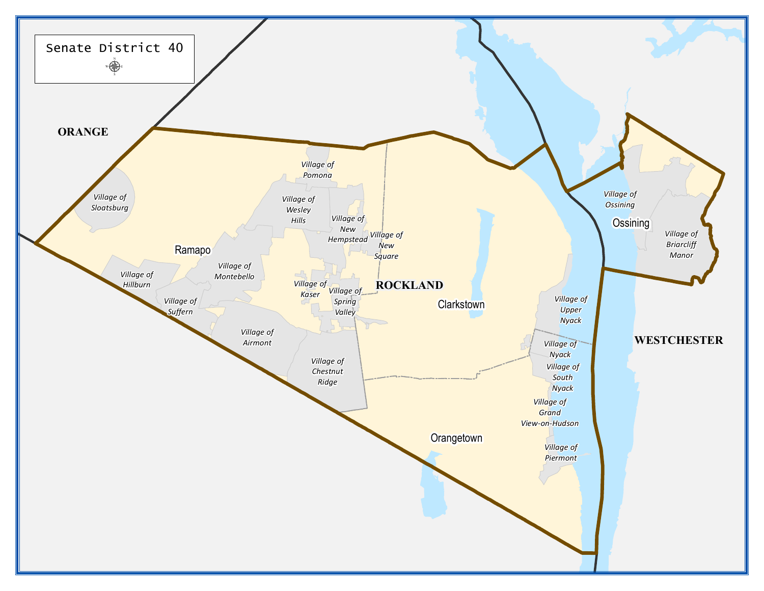# Senate District 40

ORANGE

Village of Sloatsburg

Village of Pomona

Village of Wesley Hills

Village of New Hempstead

Village of New Square

Ramapo

Village of Montebello

Village of Hillburn

Village of Suffern

Village of Kaser

Village of Spring Valley

ROCKLAND

Clarkstown

Village of Airmont

Village of Chestnut Ridge

Village of Ossining

Ossining

Village of Briarcliff Manor

Village of Upper Nyack

Village of Nyack

Village of South Nyack

Village of Grand View-on-Hudson

Orangetown

Village of Piermont

WESTCHESTER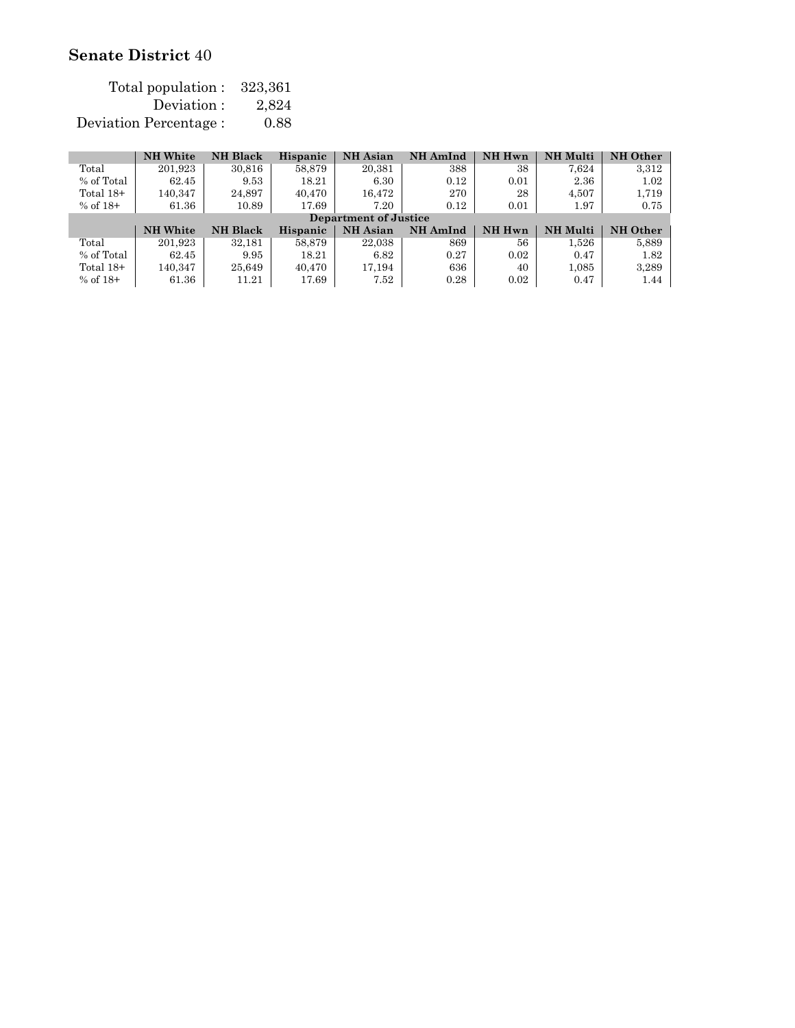## **Senate District** 40

Total population : 323,361
Deviation : 2,824
Deviation Percentage : 0.88

| | NH White | NH Black | Hispanic | NH Asian | NH AmInd | NH Hwn | NH Multi | NH Other |
|---|---|---|---|---|---|---|---|---|
| Total | 201,923 | 30,816 | 58,879 | 20,381 | 388 | 38 | 7,624 | 3,312 |
| % of Total | 62.45 | 9.53 | 18.21 | 6.30 | 0.12 | 0.01 | 2.36 | 1.02 |
| Total 18+ | 140,347 | 24,897 | 40,470 | 16,472 | 270 | 28 | 4,507 | 1,719 |
| % of 18+ | 61.36 | 10.89 | 17.69 | 7.20 | 0.12 | 0.01 | 1.97 | 0.75 |
| **Department of Justice** | | | | | | | | |
| | **NH White** | **NH Black** | **Hispanic** | **NH Asian** | **NH AmInd** | **NH Hwn** | **NH Multi** | **NH Other** |
| Total | 201,923 | 32,181 | 58,879 | 22,038 | 869 | 56 | 1,526 | 5,889 |
| % of Total | 62.45 | 9.95 | 18.21 | 6.82 | 0.27 | 0.02 | 0.47 | 1.82 |
| Total 18+ | 140,347 | 25,649 | 40,470 | 17,194 | 636 | 40 | 1,085 | 3,289 |
| % of 18+ | 61.36 | 11.21 | 17.69 | 7.52 | 0.28 | 0.02 | 0.47 | 1.44 |